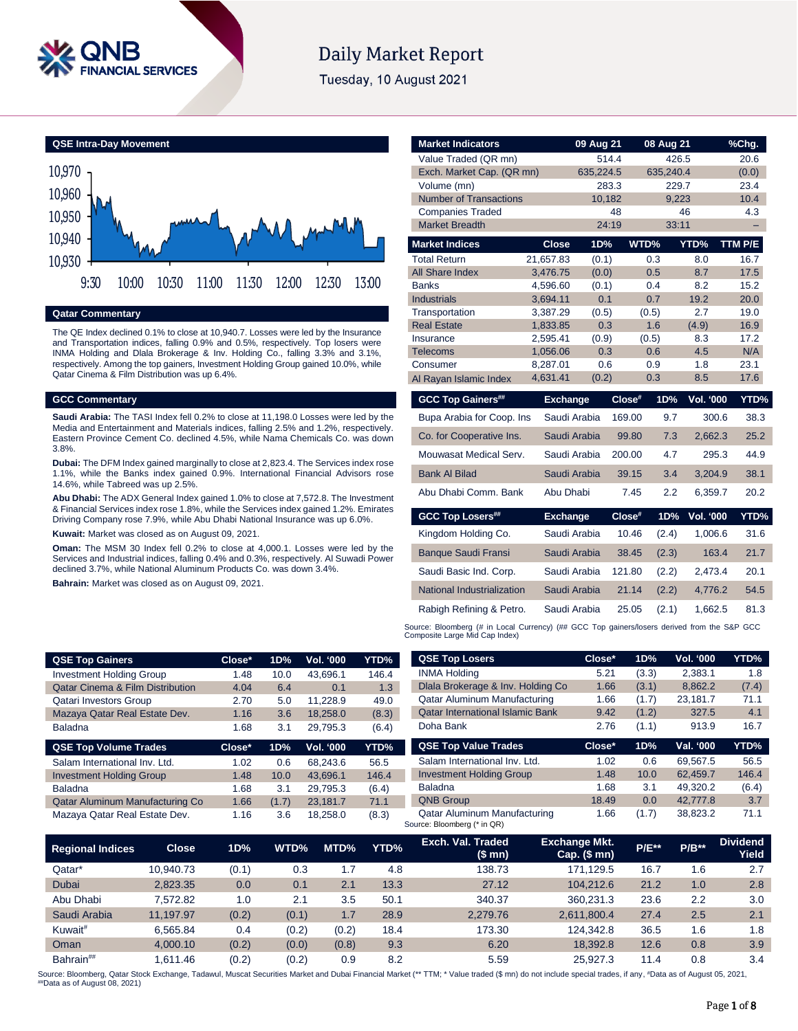# Daily Market Report

Tuesday, 10 August 2021

## QSE Intra-Day Movement

## Qatar Commentary

The QE Index declined 0.1% to close at 10,940.7. Losses were led by the Insurance and Transportation indices, falling 0.9% and 0.5%, respectively. Top losers were INMA Holding and Dlala Brokerage & Inv. Holding Co., falling 3.3% and 3.1%, respectively. Among the top gainers, Investment Holding Group gained 10.0%, while Qatar Cinema & Film Distribution was up 6.4%.

## GCC Commentary

**Saudi Arabia:** The TASI Index fell 0.2% to close at 11,198.0 Losses were led by the Media and Entertainment and Materials indices, falling 2.5% and 1.2%, respectively. Eastern Province Cement Co. declined 4.5%, while Nama Chemicals Co. was down 3.8%.

**Dubai:** The DFM Index gained marginally to close at 2,823.4. The Services index rose 1.1%, while the Banks index gained 0.9%. International Financial Advisors rose 14.6%, while Tabreed was up 2.5%.

**Abu Dhabi:** The ADX General Index gained 1.0% to close at 7,572.8. The Investment & Financial Services index rose 1.8%, while the Services index gained 1.2%. Emirates Driving Company rose 7.9%, while Abu Dhabi National Insurance was up 6.0%.

**Kuwait:** Market was closed as on August 09, 2021.

**Oman:** The MSM 30 Index fell 0.2% to close at 4,000.1. Losses were led by the Services and Industrial indices, falling 0.4% and 0.3%, respectively. Al Suwadi Power declined 3.7%, while National Aluminum Products Co. was down 3.4%.

**Bahrain:** Market was closed as on August 09, 2021.

| Market Indicators | 09 Aug 21 | 08 Aug 21 | %Chg. |
|---|---|---|---|
| Value Traded (QR mn) | 514.4 | 426.5 | 20.6 |
| Exch. Market Cap. (QR mn) | 635,224.5 | 635,240.4 | (0.0) |
| Volume (mn) | 283.3 | 229.7 | 23.4 |
| Number of Transactions | 10,182 | 9,223 | 10.4 |
| Companies Traded | 48 | 46 | 4.3 |
| Market Breadth | 24:19 | 33:11 | – |

| Market Indices | Close | 1D% | WTD% | YTD% | TTM P/E |
|---|---|---|---|---|---|
| Total Return | 21,657.83 | (0.1) | 0.3 | 8.0 | 16.7 |
| All Share Index | 3,476.75 | (0.0) | 0.5 | 8.7 | 17.5 |
| Banks | 4,596.60 | (0.1) | 0.4 | 8.2 | 15.2 |
| Industrials | 3,694.11 | 0.1 | 0.7 | 19.2 | 20.0 |
| Transportation | 3,387.29 | (0.5) | (0.5) | 2.7 | 19.0 |
| Real Estate | 1,833.85 | 0.3 | 1.6 | (4.9) | 16.9 |
| Insurance | 2,595.41 | (0.9) | (0.5) | 8.3 | 17.2 |
| Telecoms | 1,056.06 | 0.3 | 0.6 | 4.5 | N/A |
| Consumer | 8,287.01 | 0.6 | 0.9 | 1.8 | 23.1 |
| Al Rayan Islamic Index | 4,631.41 | (0.2) | 0.3 | 8.5 | 17.6 |

| GCC Top Gainers## | Exchange | Close# | 1D% | Vol. '000 | YTD% |
|---|---|---|---|---|---|
| Bupa Arabia for Coop. Ins | Saudi Arabia | 169.00 | 9.7 | 300.6 | 38.3 |
| Co. for Cooperative Ins. | Saudi Arabia | 99.80 | 7.3 | 2,662.3 | 25.2 |
| Mouwasat Medical Serv. | Saudi Arabia | 200.00 | 4.7 | 295.3 | 44.9 |
| Bank Al Bilad | Saudi Arabia | 39.15 | 3.4 | 3,204.9 | 38.1 |
| Abu Dhabi Comm. Bank | Abu Dhabi | 7.45 | 2.2 | 6,359.7 | 20.2 |

| GCC Top Losers## | Exchange | Close# | 1D% | Vol. '000 | YTD% |
|---|---|---|---|---|---|
| Kingdom Holding Co. | Saudi Arabia | 10.46 | (2.4) | 1,006.6 | 31.6 |
| Banque Saudi Fransi | Saudi Arabia | 38.45 | (2.3) | 163.4 | 21.7 |
| Saudi Basic Ind. Corp. | Saudi Arabia | 121.80 | (2.2) | 2,473.4 | 20.1 |
| National Industrialization | Saudi Arabia | 21.14 | (2.2) | 4,776.2 | 54.5 |
| Rabigh Refining & Petro. | Saudi Arabia | 25.05 | (2.1) | 1,662.5 | 81.3 |

Source: Bloomberg (# in Local Currency) (## GCC Top gainers/losers derived from the S&P GCC Composite Large Mid Cap Index)

| QSE Top Gainers | Close* | 1D% | Vol. '000 | YTD% |
|---|---|---|---|---|
| Investment Holding Group | 1.48 | 10.0 | 43,696.1 | 146.4 |
| Qatar Cinema & Film Distribution | 4.04 | 6.4 | 0.1 | 1.3 |
| Qatari Investors Group | 2.70 | 5.0 | 11,228.9 | 49.0 |
| Mazaya Qatar Real Estate Dev. | 1.16 | 3.6 | 18,258.0 | (8.3) |
| Baladna | 1.68 | 3.1 | 29,795.3 | (6.4) |

| QSE Top Volume Trades | Close* | 1D% | Vol. '000 | YTD% |
|---|---|---|---|---|
| Salam International Inv. Ltd. | 1.02 | 0.6 | 68,243.6 | 56.5 |
| Investment Holding Group | 1.48 | 10.0 | 43,696.1 | 146.4 |
| Baladna | 1.68 | 3.1 | 29,795.3 | (6.4) |
| Qatar Aluminum Manufacturing Co | 1.66 | (1.7) | 23,181.7 | 71.1 |
| Mazaya Qatar Real Estate Dev. | 1.16 | 3.6 | 18,258.0 | (8.3) |

| QSE Top Losers | Close* | 1D% | Vol. '000 | YTD% |
|---|---|---|---|---|
| INMA Holding | 5.21 | (3.3) | 2,383.1 | 1.8 |
| Dlala Brokerage & Inv. Holding Co | 1.66 | (3.1) | 8,862.2 | (7.4) |
| Qatar Aluminum Manufacturing | 1.66 | (1.7) | 23,181.7 | 71.1 |
| Qatar International Islamic Bank | 9.42 | (1.2) | 327.5 | 4.1 |
| Doha Bank | 2.76 | (1.1) | 913.9 | 16.7 |

| QSE Top Value Trades | Close* | 1D% | Val. '000 | YTD% |
|---|---|---|---|---|
| Salam International Inv. Ltd. | 1.02 | 0.6 | 69,567.5 | 56.5 |
| Investment Holding Group | 1.48 | 10.0 | 62,459.7 | 146.4 |
| Baladna | 1.68 | 3.1 | 49,320.2 | (6.4) |
| QNB Group | 18.49 | 0.0 | 42,777.8 | 3.7 |
| Qatar Aluminum Manufacturing | 1.66 | (1.7) | 38,823.2 | 71.1 |

Source: Bloomberg (* in QR)

| Regional Indices | Close | 1D% | WTD% | MTD% | YTD% | Exch. Val. Traded ($ mn) | Exchange Mkt. Cap. ($ mn) | P/E** | P/B** | Dividend Yield |
|---|---|---|---|---|---|---|---|---|---|---|
| Qatar* | 10,940.73 | (0.1) | 0.3 | 1.7 | 4.8 | 138.73 | 171,129.5 | 16.7 | 1.6 | 2.7 |
| Dubai | 2,823.35 | 0.0 | 0.1 | 2.1 | 13.3 | 27.12 | 104,212.6 | 21.2 | 1.0 | 2.8 |
| Abu Dhabi | 7,572.82 | 1.0 | 2.1 | 3.5 | 50.1 | 340.37 | 360,231.3 | 23.6 | 2.2 | 3.0 |
| Saudi Arabia | 11,197.97 | (0.2) | (0.1) | 1.7 | 28.9 | 2,279.76 | 2,611,800.4 | 27.4 | 2.5 | 2.1 |
| Kuwait# | 6,565.84 | 0.4 | (0.2) | (0.2) | 18.4 | 173.30 | 124,342.8 | 36.5 | 1.6 | 1.8 |
| Oman | 4,000.10 | (0.2) | (0.0) | (0.8) | 9.3 | 6.20 | 18,392.8 | 12.6 | 0.8 | 3.9 |
| Bahrain## | 1,611.46 | (0.2) | (0.2) | 0.9 | 8.2 | 5.59 | 25,927.3 | 11.4 | 0.8 | 3.4 |

Source: Bloomberg, Qatar Stock Exchange, Tadawul, Muscat Securities Market and Dubai Financial Market (** TTM; * Value traded ($ mn) do not include special trades, if any, #Data as of August 05, 2021, ##Data as of August 08, 2021)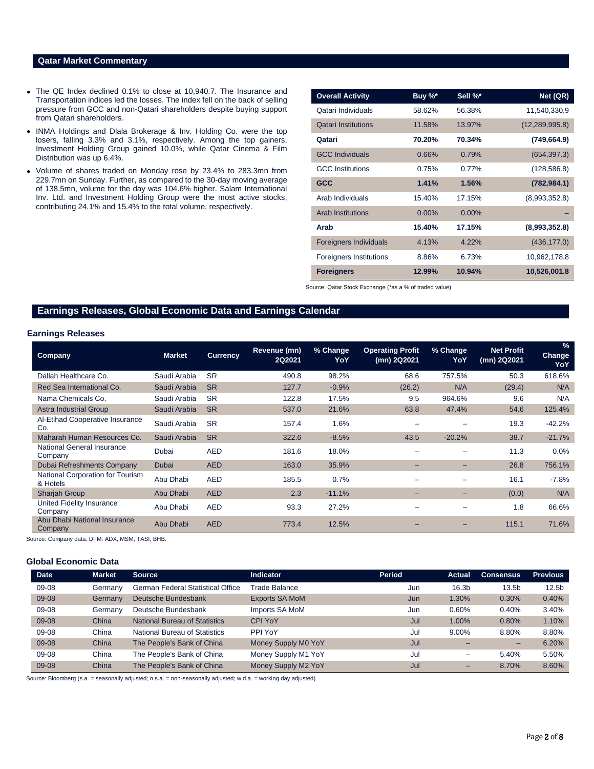## Qatar Market Commentary

- The QE Index declined 0.1% to close at 10,940.7. The Insurance and Transportation indices led the losses. The index fell on the back of selling pressure from GCC and non-Qatari shareholders despite buying support from Qatari shareholders.
- INMA Holdings and Dlala Brokerage & Inv. Holding Co. were the top losers, falling 3.3% and 3.1%, respectively. Among the top gainers, Investment Holding Group gained 10.0%, while Qatar Cinema & Film Distribution was up 6.4%.
- Volume of shares traded on Monday rose by 23.4% to 283.3mn from 229.7mn on Sunday. Further, as compared to the 30-day moving average of 138.5mn, volume for the day was 104.6% higher. Salam International Inv. Ltd. and Investment Holding Group were the most active stocks, contributing 24.1% and 15.4% to the total volume, respectively.

| Overall Activity | Buy %* | Sell %* | Net (QR) |
|---|---|---|---|
| Qatari Individuals | 58.62% | 56.38% | 11,540,330.9 |
| Qatari Institutions | 11.58% | 13.97% | (12,289,995.8) |
| **Qatari** | **70.20%** | **70.34%** | **(749,664.9)** |
| GCC Individuals | 0.66% | 0.79% | (654,397.3) |
| GCC Institutions | 0.75% | 0.77% | (128,586.8) |
| **GCC** | **1.41%** | **1.56%** | **(782,984.1)** |
| Arab Individuals | 15.40% | 17.15% | (8,993,352.8) |
| Arab Institutions | 0.00% | 0.00% | – |
| **Arab** | **15.40%** | **17.15%** | **(8,993,352.8)** |
| Foreigners Individuals | 4.13% | 4.22% | (436,177.0) |
| Foreigners Institutions | 8.86% | 6.73% | 10,962,178.8 |
| **Foreigners** | **12.99%** | **10.94%** | **10,526,001.8** |

Source: Qatar Stock Exchange (*as a % of traded value)

## Earnings Releases, Global Economic Data and Earnings Calendar

### Earnings Releases

| Company | Market | Currency | Revenue (mn) 2Q2021 | % Change YoY | Operating Profit (mn) 2Q2021 | % Change YoY | Net Profit (mn) 2Q2021 | % Change YoY |
|---|---|---|---|---|---|---|---|---|
| Dallah Healthcare Co. | Saudi Arabia | SR | 490.8 | 98.2% | 68.6 | 757.5% | 50.3 | 618.6% |
| Red Sea International Co. | Saudi Arabia | SR | 127.7 | -0.9% | (26.2) | N/A | (29.4) | N/A |
| Nama Chemicals Co. | Saudi Arabia | SR | 122.8 | 17.5% | 9.5 | 964.6% | 9.6 | N/A |
| Astra Industrial Group | Saudi Arabia | SR | 537.0 | 21.6% | 63.8 | 47.4% | 54.6 | 125.4% |
| Al-Etihad Cooperative Insurance Co. | Saudi Arabia | SR | 157.4 | 1.6% | – | – | 19.3 | -42.2% |
| Maharah Human Resources Co. | Saudi Arabia | SR | 322.6 | -8.5% | 43.5 | -20.2% | 38.7 | -21.7% |
| National General Insurance Company | Dubai | AED | 181.6 | 18.0% | – | – | 11.3 | 0.0% |
| Dubai Refreshments Company | Dubai | AED | 163.0 | 35.9% | – | – | 26.8 | 756.1% |
| National Corporation for Tourism & Hotels | Abu Dhabi | AED | 185.5 | 0.7% | – | – | 16.1 | -7.8% |
| Sharjah Group | Abu Dhabi | AED | 2.3 | -11.1% | – | – | (0.0) | N/A |
| United Fidelity Insurance Company | Abu Dhabi | AED | 93.3 | 27.2% | – | – | 1.8 | 66.6% |
| Abu Dhabi National Insurance Company | Abu Dhabi | AED | 773.4 | 12.5% | – | – | 115.1 | 71.6% |

Source: Company data, DFM, ADX, MSM, TASI, BHB.

### Global Economic Data

| Date | Market | Source | Indicator | Period | Actual | Consensus | Previous |
|---|---|---|---|---|---|---|---|
| 09-08 | Germany | German Federal Statistical Office | Trade Balance | Jun | 16.3b | 13.5b | 12.5b |
| 09-08 | Germany | Deutsche Bundesbank | Exports SA MoM | Jun | 1.30% | 0.30% | 0.40% |
| 09-08 | Germany | Deutsche Bundesbank | Imports SA MoM | Jun | 0.60% | 0.40% | 3.40% |
| 09-08 | China | National Bureau of Statistics | CPI YoY | Jul | 1.00% | 0.80% | 1.10% |
| 09-08 | China | National Bureau of Statistics | PPI YoY | Jul | 9.00% | 8.80% | 8.80% |
| 09-08 | China | The People's Bank of China | Money Supply M0 YoY | Jul | – | – | 6.20% |
| 09-08 | China | The People's Bank of China | Money Supply M1 YoY | Jul | – | 5.40% | 5.50% |
| 09-08 | China | The People's Bank of China | Money Supply M2 YoY | Jul | – | 8.70% | 8.60% |

Source: Bloomberg (s.a. = seasonally adjusted; n.s.a. = non-seasonally adjusted; w.d.a. = working day adjusted)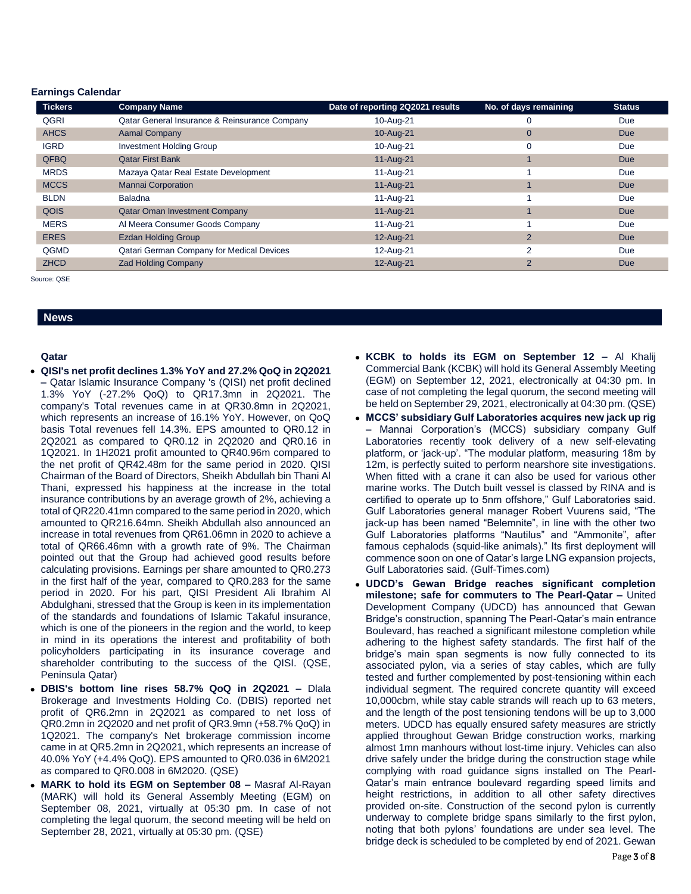**Earnings Calendar**

| Tickers | Company Name | Date of reporting 2Q2021 results | No. of days remaining | Status |
|---|---|---|---|---|
| QGRI | Qatar General Insurance & Reinsurance Company | 10-Aug-21 | 0 | Due |
| AHCS | Aamal Company | 10-Aug-21 | 0 | Due |
| IGRD | Investment Holding Group | 10-Aug-21 | 0 | Due |
| QFBQ | Qatar First Bank | 11-Aug-21 | 1 | Due |
| MRDS | Mazaya Qatar Real Estate Development | 11-Aug-21 | 1 | Due |
| MCCS | Mannai Corporation | 11-Aug-21 | 1 | Due |
| BLDN | Baladna | 11-Aug-21 | 1 | Due |
| QOIS | Qatar Oman Investment Company | 11-Aug-21 | 1 | Due |
| MERS | Al Meera Consumer Goods Company | 11-Aug-21 | 1 | Due |
| ERES | Ezdan Holding Group | 12-Aug-21 | 2 | Due |
| QGMD | Qatari German Company for Medical Devices | 12-Aug-21 | 2 | Due |
| ZHCD | Zad Holding Company | 12-Aug-21 | 2 | Due |

Source: QSE

## News

### Qatar

- **QISI's net profit declines 1.3% YoY and 27.2% QoQ in 2Q2021 –** Qatar Islamic Insurance Company 's (QISI) net profit declined 1.3% YoY (-27.2% QoQ) to QR17.3mn in 2Q2021. The company's Total revenues came in at QR30.8mn in 2Q2021, which represents an increase of 16.1% YoY. However, on QoQ basis Total revenues fell 14.3%. EPS amounted to QR0.12 in 2Q2021 as compared to QR0.12 in 2Q2020 and QR0.16 in 1Q2021. In 1H2021 profit amounted to QR40.96m compared to the net profit of QR42.48m for the same period in 2020. QISI Chairman of the Board of Directors, Sheikh Abdullah bin Thani Al Thani, expressed his happiness at the increase in the total insurance contributions by an average growth of 2%, achieving a total of QR220.41mn compared to the same period in 2020, which amounted to QR216.64mn. Sheikh Abdullah also announced an increase in total revenues from QR61.06mn in 2020 to achieve a total of QR66.46mn with a growth rate of 9%. The Chairman pointed out that the Group had achieved good results before calculating provisions. Earnings per share amounted to QR0.273 in the first half of the year, compared to QR0.283 for the same period in 2020. For his part, QISI President Ali Ibrahim Al Abdulghani, stressed that the Group is keen in its implementation of the standards and foundations of Islamic Takaful insurance, which is one of the pioneers in the region and the world, to keep in mind in its operations the interest and profitability of both policyholders participating in its insurance coverage and shareholder contributing to the success of the QISI. (QSE, Peninsula Qatar)
- **DBIS's bottom line rises 58.7% QoQ in 2Q2021 –** Dlala Brokerage and Investments Holding Co. (DBIS) reported net profit of QR6.2mn in 2Q2021 as compared to net loss of QR0.2mn in 2Q2020 and net profit of QR3.9mn (+58.7% QoQ) in 1Q2021. The company's Net brokerage commission income came in at QR5.2mn in 2Q2021, which represents an increase of 40.0% YoY (+4.4% QoQ). EPS amounted to QR0.036 in 6M2021 as compared to QR0.008 in 6M2020. (QSE)
- **MARK to hold its EGM on September 08 –** Masraf Al-Rayan (MARK) will hold its General Assembly Meeting (EGM) on September 08, 2021, virtually at 05:30 pm. In case of not completing the legal quorum, the second meeting will be held on September 28, 2021, virtually at 05:30 pm. (QSE)
- **KCBK to holds its EGM on September 12 –** Al Khalij Commercial Bank (KCBK) will hold its General Assembly Meeting (EGM) on September 12, 2021, electronically at 04:30 pm. In case of not completing the legal quorum, the second meeting will be held on September 29, 2021, electronically at 04:30 pm. (QSE)
- **MCCS' subsidiary Gulf Laboratories acquires new jack up rig –** Mannai Corporation's (MCCS) subsidiary company Gulf Laboratories recently took delivery of a new self-elevating platform, or 'jack-up'. "The modular platform, measuring 18m by 12m, is perfectly suited to perform nearshore site investigations. When fitted with a crane it can also be used for various other marine works. The Dutch built vessel is classed by RINA and is certified to operate up to 5nm offshore," Gulf Laboratories said. Gulf Laboratories general manager Robert Vuurens said, "The jack-up has been named "Belemnite", in line with the other two Gulf Laboratories platforms "Nautilus" and "Ammonite", after famous cephalods (squid-like animals)." Its first deployment will commence soon on one of Qatar's large LNG expansion projects, Gulf Laboratories said. (Gulf-Times.com)
- **UDCD's Gewan Bridge reaches significant completion milestone; safe for commuters to The Pearl-Qatar –** United Development Company (UDCD) has announced that Gewan Bridge's construction, spanning The Pearl-Qatar's main entrance Boulevard, has reached a significant milestone completion while adhering to the highest safety standards. The first half of the bridge's main span segments is now fully connected to its associated pylon, via a series of stay cables, which are fully tested and further complemented by post-tensioning within each individual segment. The required concrete quantity will exceed 10,000cbm, while stay cable strands will reach up to 63 meters, and the length of the post tensioning tendons will be up to 3,000 meters. UDCD has equally ensured safety measures are strictly applied throughout Gewan Bridge construction works, marking almost 1mn manhours without lost-time injury. Vehicles can also drive safely under the bridge during the construction stage while complying with road guidance signs installed on The Pearl-Qatar's main entrance boulevard regarding speed limits and height restrictions, in addition to all other safety directives provided on-site. Construction of the second pylon is currently underway to complete bridge spans similarly to the first pylon, noting that both pylons' foundations are under sea level. The bridge deck is scheduled to be completed by end of 2021. Gewan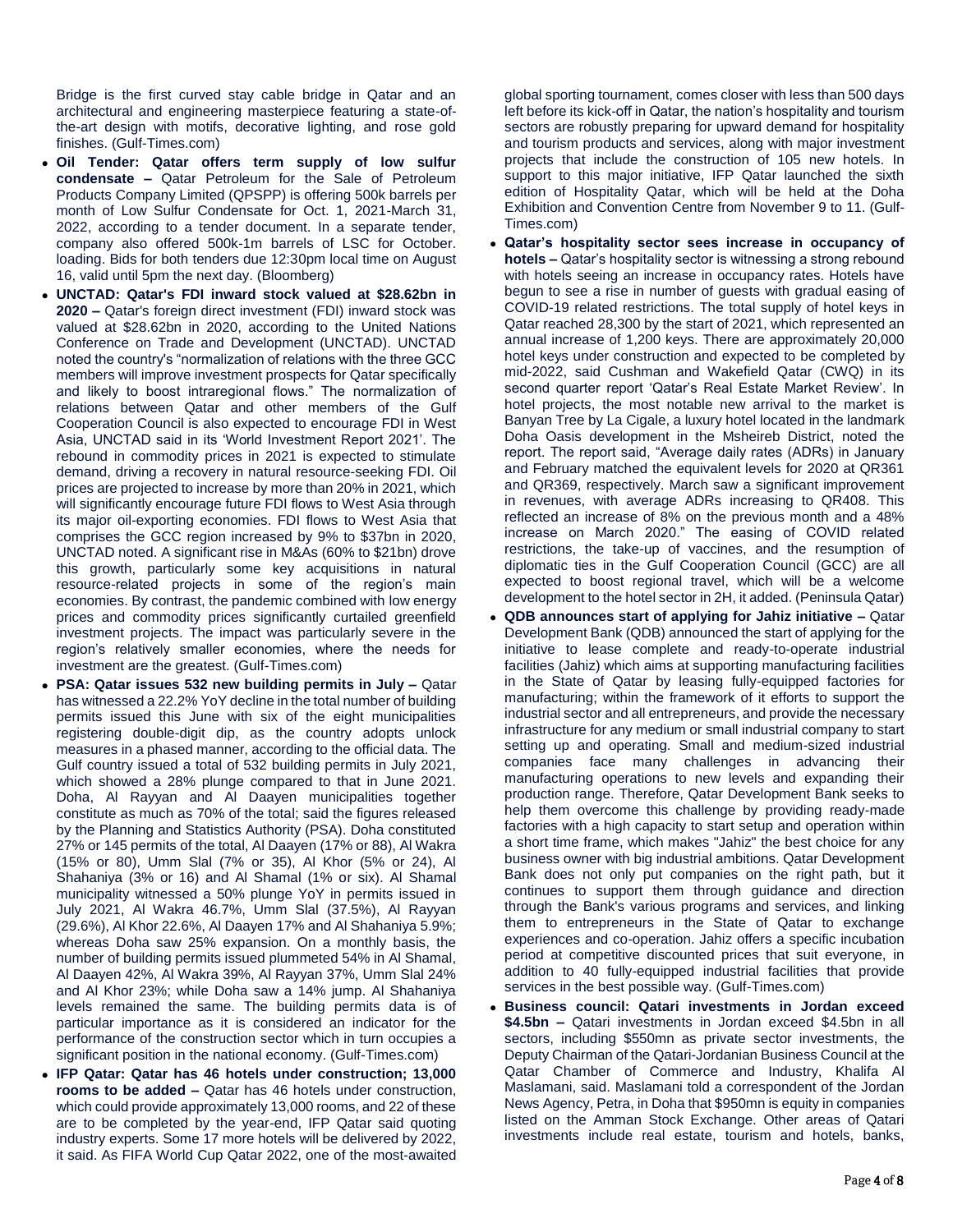Bridge is the first curved stay cable bridge in Qatar and an architectural and engineering masterpiece featuring a state-of-the-art design with motifs, decorative lighting, and rose gold finishes. (Gulf-Times.com)

- **Oil Tender: Qatar offers term supply of low sulfur condensate –** Qatar Petroleum for the Sale of Petroleum Products Company Limited (QPSPP) is offering 500k barrels per month of Low Sulfur Condensate for Oct. 1, 2021-March 31, 2022, according to a tender document. In a separate tender, company also offered 500k-1m barrels of LSC for October. loading. Bids for both tenders due 12:30pm local time on August 16, valid until 5pm the next day. (Bloomberg)
- **UNCTAD: Qatar's FDI inward stock valued at $28.62bn in 2020 –** Qatar's foreign direct investment (FDI) inward stock was valued at $28.62bn in 2020, according to the United Nations Conference on Trade and Development (UNCTAD). UNCTAD noted the country's "normalization of relations with the three GCC members will improve investment prospects for Qatar specifically and likely to boost intraregional flows." The normalization of relations between Qatar and other members of the Gulf Cooperation Council is also expected to encourage FDI in West Asia, UNCTAD said in its 'World Investment Report 2021'. The rebound in commodity prices in 2021 is expected to stimulate demand, driving a recovery in natural resource-seeking FDI. Oil prices are projected to increase by more than 20% in 2021, which will significantly encourage future FDI flows to West Asia through its major oil-exporting economies. FDI flows to West Asia that comprises the GCC region increased by 9% to $37bn in 2020, UNCTAD noted. A significant rise in M&As (60% to $21bn) drove this growth, particularly some key acquisitions in natural resource-related projects in some of the region's main economies. By contrast, the pandemic combined with low energy prices and commodity prices significantly curtailed greenfield investment projects. The impact was particularly severe in the region's relatively smaller economies, where the needs for investment are the greatest. (Gulf-Times.com)
- **PSA: Qatar issues 532 new building permits in July –** Qatar has witnessed a 22.2% YoY decline in the total number of building permits issued this June with six of the eight municipalities registering double-digit dip, as the country adopts unlock measures in a phased manner, according to the official data. The Gulf country issued a total of 532 building permits in July 2021, which showed a 28% plunge compared to that in June 2021. Doha, Al Rayyan and Al Daayen municipalities together constitute as much as 70% of the total; said the figures released by the Planning and Statistics Authority (PSA). Doha constituted 27% or 145 permits of the total, Al Daayen (17% or 88), Al Wakra (15% or 80), Umm Slal (7% or 35), Al Khor (5% or 24), Al Shahaniya (3% or 16) and Al Shamal (1% or six). Al Shamal municipality witnessed a 50% plunge YoY in permits issued in July 2021, Al Wakra 46.7%, Umm Slal (37.5%), Al Rayyan (29.6%), Al Khor 22.6%, Al Daayen 17% and Al Shahaniya 5.9%; whereas Doha saw 25% expansion. On a monthly basis, the number of building permits issued plummeted 54% in Al Shamal, Al Daayen 42%, Al Wakra 39%, Al Rayyan 37%, Umm Slal 24% and Al Khor 23%; while Doha saw a 14% jump. Al Shahaniya levels remained the same. The building permits data is of particular importance as it is considered an indicator for the performance of the construction sector which in turn occupies a significant position in the national economy. (Gulf-Times.com)
- **IFP Qatar: Qatar has 46 hotels under construction; 13,000 rooms to be added –** Qatar has 46 hotels under construction, which could provide approximately 13,000 rooms, and 22 of these are to be completed by the year-end, IFP Qatar said quoting industry experts. Some 17 more hotels will be delivered by 2022, it said. As FIFA World Cup Qatar 2022, one of the most-awaited global sporting tournament, comes closer with less than 500 days left before its kick-off in Qatar, the nation's hospitality and tourism sectors are robustly preparing for upward demand for hospitality and tourism products and services, along with major investment projects that include the construction of 105 new hotels. In support to this major initiative, IFP Qatar launched the sixth edition of Hospitality Qatar, which will be held at the Doha Exhibition and Convention Centre from November 9 to 11. (Gulf-Times.com)
- **Qatar's hospitality sector sees increase in occupancy of hotels –** Qatar's hospitality sector is witnessing a strong rebound with hotels seeing an increase in occupancy rates. Hotels have begun to see a rise in number of guests with gradual easing of COVID-19 related restrictions. The total supply of hotel keys in Qatar reached 28,300 by the start of 2021, which represented an annual increase of 1,200 keys. There are approximately 20,000 hotel keys under construction and expected to be completed by mid-2022, said Cushman and Wakefield Qatar (CWQ) in its second quarter report 'Qatar's Real Estate Market Review'. In hotel projects, the most notable new arrival to the market is Banyan Tree by La Cigale, a luxury hotel located in the landmark Doha Oasis development in the Msheireb District, noted the report. The report said, "Average daily rates (ADRs) in January and February matched the equivalent levels for 2020 at QR361 and QR369, respectively. March saw a significant improvement in revenues, with average ADRs increasing to QR408. This reflected an increase of 8% on the previous month and a 48% increase on March 2020." The easing of COVID related restrictions, the take-up of vaccines, and the resumption of diplomatic ties in the Gulf Cooperation Council (GCC) are all expected to boost regional travel, which will be a welcome development to the hotel sector in 2H, it added. (Peninsula Qatar)
- **QDB announces start of applying for Jahiz initiative –** Qatar Development Bank (QDB) announced the start of applying for the initiative to lease complete and ready-to-operate industrial facilities (Jahiz) which aims at supporting manufacturing facilities in the State of Qatar by leasing fully-equipped factories for manufacturing; within the framework of it efforts to support the industrial sector and all entrepreneurs, and provide the necessary infrastructure for any medium or small industrial company to start setting up and operating. Small and medium-sized industrial companies face many challenges in advancing their manufacturing operations to new levels and expanding their production range. Therefore, Qatar Development Bank seeks to help them overcome this challenge by providing ready-made factories with a high capacity to start setup and operation within a short time frame, which makes "Jahiz" the best choice for any business owner with big industrial ambitions. Qatar Development Bank does not only put companies on the right path, but it continues to support them through guidance and direction through the Bank's various programs and services, and linking them to entrepreneurs in the State of Qatar to exchange experiences and co-operation. Jahiz offers a specific incubation period at competitive discounted prices that suit everyone, in addition to 40 fully-equipped industrial facilities that provide services in the best possible way. (Gulf-Times.com)
- **Business council: Qatari investments in Jordan exceed $4.5bn –** Qatari investments in Jordan exceed $4.5bn in all sectors, including $550mn as private sector investments, the Deputy Chairman of the Qatari-Jordanian Business Council at the Qatar Chamber of Commerce and Industry, Khalifa Al Maslamani, said. Maslamani told a correspondent of the Jordan News Agency, Petra, in Doha that $950mn is equity in companies listed on the Amman Stock Exchange. Other areas of Qatari investments include real estate, tourism and hotels, banks,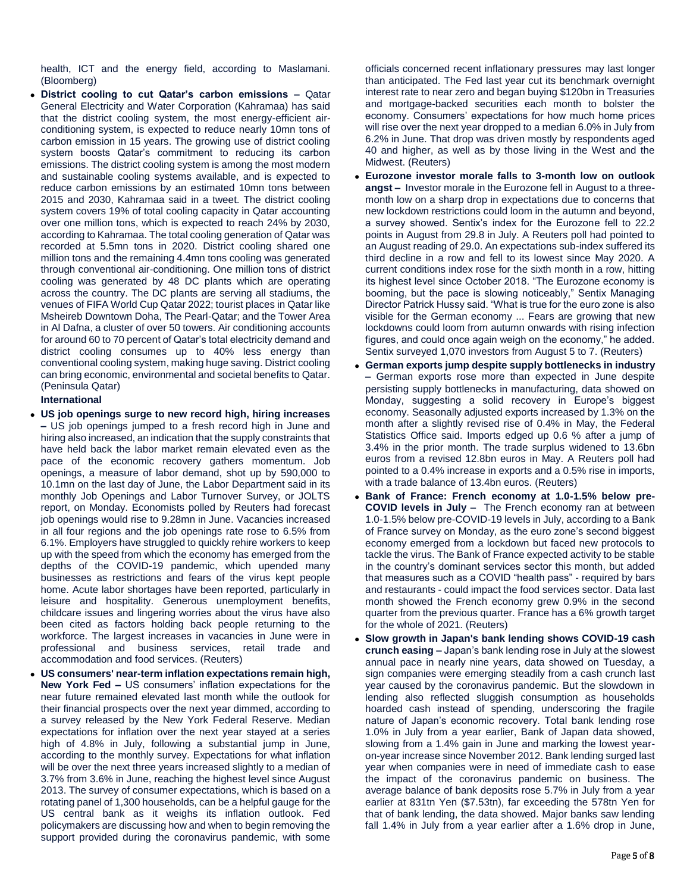health, ICT and the energy field, according to Maslamani. (Bloomberg)

- **District cooling to cut Qatar's carbon emissions –** Qatar General Electricity and Water Corporation (Kahramaa) has said that the district cooling system, the most energy-efficient air-conditioning system, is expected to reduce nearly 10mn tons of carbon emission in 15 years. The growing use of district cooling system boosts Qatar's commitment to reducing its carbon emissions. The district cooling system is among the most modern and sustainable cooling systems available, and is expected to reduce carbon emissions by an estimated 10mn tons between 2015 and 2030, Kahramaa said in a tweet. The district cooling system covers 19% of total cooling capacity in Qatar accounting over one million tons, which is expected to reach 24% by 2030, according to Kahramaa. The total cooling generation of Qatar was recorded at 5.5mn tons in 2020. District cooling shared one million tons and the remaining 4.4mn tons cooling was generated through conventional air-conditioning. One million tons of district cooling was generated by 48 DC plants which are operating across the country. The DC plants are serving all stadiums, the venues of FIFA World Cup Qatar 2022; tourist places in Qatar like Msheireb Downtown Doha, The Pearl-Qatar; and the Tower Area in Al Dafna, a cluster of over 50 towers. Air conditioning accounts for around 60 to 70 percent of Qatar's total electricity demand and district cooling consumes up to 40% less energy than conventional cooling system, making huge saving. District cooling can bring economic, environmental and societal benefits to Qatar. (Peninsula Qatar)

**International**

- **US job openings surge to new record high, hiring increases –** US job openings jumped to a fresh record high in June and hiring also increased, an indication that the supply constraints that have held back the labor market remain elevated even as the pace of the economic recovery gathers momentum. Job openings, a measure of labor demand, shot up by 590,000 to 10.1mn on the last day of June, the Labor Department said in its monthly Job Openings and Labor Turnover Survey, or JOLTS report, on Monday. Economists polled by Reuters had forecast job openings would rise to 9.28mn in June. Vacancies increased in all four regions and the job openings rate rose to 6.5% from 6.1%. Employers have struggled to quickly rehire workers to keep up with the speed from which the economy has emerged from the depths of the COVID-19 pandemic, which upended many businesses as restrictions and fears of the virus kept people home. Acute labor shortages have been reported, particularly in leisure and hospitality. Generous unemployment benefits, childcare issues and lingering worries about the virus have also been cited as factors holding back people returning to the workforce. The largest increases in vacancies in June were in professional and business services, retail trade and accommodation and food services. (Reuters)

- **US consumers' near-term inflation expectations remain high, New York Fed –** US consumers' inflation expectations for the near future remained elevated last month while the outlook for their financial prospects over the next year dimmed, according to a survey released by the New York Federal Reserve. Median expectations for inflation over the next year stayed at a series high of 4.8% in July, following a substantial jump in June, according to the monthly survey. Expectations for what inflation will be over the next three years increased slightly to a median of 3.7% from 3.6% in June, reaching the highest level since August 2013. The survey of consumer expectations, which is based on a rotating panel of 1,300 households, can be a helpful gauge for the US central bank as it weighs its inflation outlook. Fed policymakers are discussing how and when to begin removing the support provided during the coronavirus pandemic, with some officials concerned recent inflationary pressures may last longer than anticipated. The Fed last year cut its benchmark overnight interest rate to near zero and began buying $120bn in Treasuries and mortgage-backed securities each month to bolster the economy. Consumers' expectations for how much home prices will rise over the next year dropped to a median 6.0% in July from 6.2% in June. That drop was driven mostly by respondents aged 40 and higher, as well as by those living in the West and the Midwest. (Reuters)

- **Eurozone investor morale falls to 3-month low on outlook angst –** Investor morale in the Eurozone fell in August to a three-month low on a sharp drop in expectations due to concerns that new lockdown restrictions could loom in the autumn and beyond, a survey showed. Sentix's index for the Eurozone fell to 22.2 points in August from 29.8 in July. A Reuters poll had pointed to an August reading of 29.0. An expectations sub-index suffered its third decline in a row and fell to its lowest since May 2020. A current conditions index rose for the sixth month in a row, hitting its highest level since October 2018. "The Eurozone economy is booming, but the pace is slowing noticeably," Sentix Managing Director Patrick Hussy said. "What is true for the euro zone is also visible for the German economy ... Fears are growing that new lockdowns could loom from autumn onwards with rising infection figures, and could once again weigh on the economy," he added. Sentix surveyed 1,070 investors from August 5 to 7. (Reuters)

- **German exports jump despite supply bottlenecks in industry –** German exports rose more than expected in June despite persisting supply bottlenecks in manufacturing, data showed on Monday, suggesting a solid recovery in Europe's biggest economy. Seasonally adjusted exports increased by 1.3% on the month after a slightly revised rise of 0.4% in May, the Federal Statistics Office said. Imports edged up 0.6 % after a jump of 3.4% in the prior month. The trade surplus widened to 13.6bn euros from a revised 12.8bn euros in May. A Reuters poll had pointed to a 0.4% increase in exports and a 0.5% rise in imports, with a trade balance of 13.4bn euros. (Reuters)

- **Bank of France: French economy at 1.0-1.5% below pre-COVID levels in July –** The French economy ran at between 1.0-1.5% below pre-COVID-19 levels in July, according to a Bank of France survey on Monday, as the euro zone's second biggest economy emerged from a lockdown but faced new protocols to tackle the virus. The Bank of France expected activity to be stable in the country's dominant services sector this month, but added that measures such as a COVID "health pass" - required by bars and restaurants - could impact the food services sector. Data last month showed the French economy grew 0.9% in the second quarter from the previous quarter. France has a 6% growth target for the whole of 2021. (Reuters)

- **Slow growth in Japan's bank lending shows COVID-19 cash crunch easing –** Japan's bank lending rose in July at the slowest annual pace in nearly nine years, data showed on Tuesday, a sign companies were emerging steadily from a cash crunch last year caused by the coronavirus pandemic. But the slowdown in lending also reflected sluggish consumption as households hoarded cash instead of spending, underscoring the fragile nature of Japan's economic recovery. Total bank lending rose 1.0% in July from a year earlier, Bank of Japan data showed, slowing from a 1.4% gain in June and marking the lowest year-on-year increase since November 2012. Bank lending surged last year when companies were in need of immediate cash to ease the impact of the coronavirus pandemic on business. The average balance of bank deposits rose 5.7% in July from a year earlier at 831tn Yen ($7.53tn), far exceeding the 578tn Yen for that of bank lending, the data showed. Major banks saw lending fall 1.4% in July from a year earlier after a 1.6% drop in June,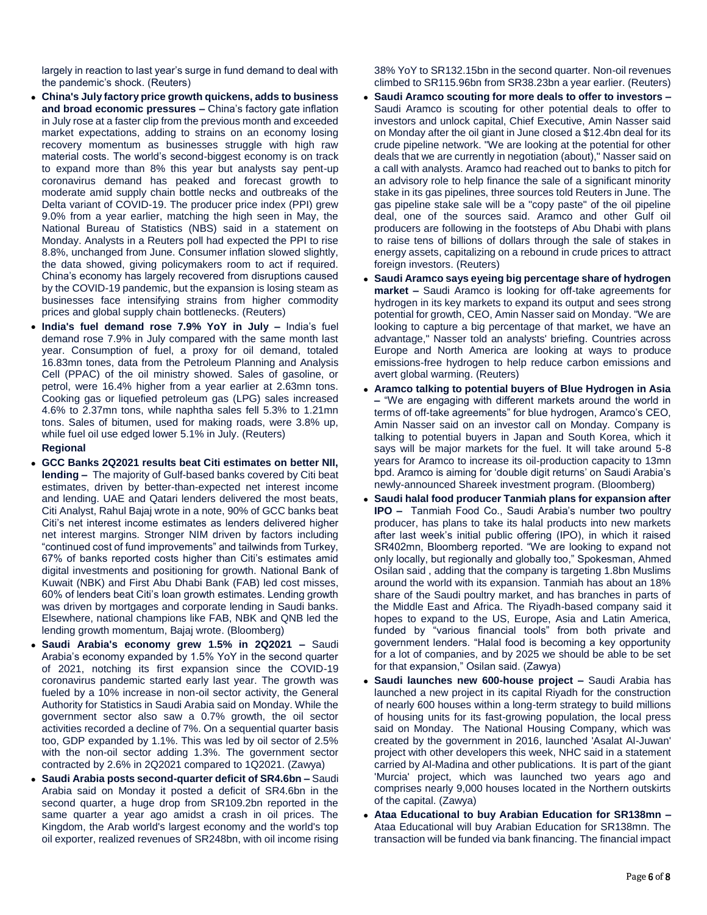largely in reaction to last year's surge in fund demand to deal with the pandemic's shock. (Reuters)

- **China's July factory price growth quickens, adds to business and broad economic pressures –** China's factory gate inflation in July rose at a faster clip from the previous month and exceeded market expectations, adding to strains on an economy losing recovery momentum as businesses struggle with high raw material costs. The world's second-biggest economy is on track to expand more than 8% this year but analysts say pent-up coronavirus demand has peaked and forecast growth to moderate amid supply chain bottle necks and outbreaks of the Delta variant of COVID-19. The producer price index (PPI) grew 9.0% from a year earlier, matching the high seen in May, the National Bureau of Statistics (NBS) said in a statement on Monday. Analysts in a Reuters poll had expected the PPI to rise 8.8%, unchanged from June. Consumer inflation slowed slightly, the data showed, giving policymakers room to act if required. China's economy has largely recovered from disruptions caused by the COVID-19 pandemic, but the expansion is losing steam as businesses face intensifying strains from higher commodity prices and global supply chain bottlenecks. (Reuters)
- **India's fuel demand rose 7.9% YoY in July –** India's fuel demand rose 7.9% in July compared with the same month last year. Consumption of fuel, a proxy for oil demand, totaled 16.83mn tones, data from the Petroleum Planning and Analysis Cell (PPAC) of the oil ministry showed. Sales of gasoline, or petrol, were 16.4% higher from a year earlier at 2.63mn tons. Cooking gas or liquefied petroleum gas (LPG) sales increased 4.6% to 2.37mn tons, while naphtha sales fell 5.3% to 1.21mn tons. Sales of bitumen, used for making roads, were 3.8% up, while fuel oil use edged lower 5.1% in July. (Reuters)

**Regional**

- **GCC Banks 2Q2021 results beat Citi estimates on better NII, lending –** The majority of Gulf-based banks covered by Citi beat estimates, driven by better-than-expected net interest income and lending. UAE and Qatari lenders delivered the most beats, Citi Analyst, Rahul Bajaj wrote in a note, 90% of GCC banks beat Citi's net interest income estimates as lenders delivered higher net interest margins. Stronger NIM driven by factors including "continued cost of fund improvements" and tailwinds from Turkey, 67% of banks reported costs higher than Citi's estimates amid digital investments and positioning for growth. National Bank of Kuwait (NBK) and First Abu Dhabi Bank (FAB) led cost misses, 60% of lenders beat Citi's loan growth estimates. Lending growth was driven by mortgages and corporate lending in Saudi banks. Elsewhere, national champions like FAB, NBK and QNB led the lending growth momentum, Bajaj wrote. (Bloomberg)
- **Saudi Arabia's economy grew 1.5% in 2Q2021 –** Saudi Arabia's economy expanded by 1.5% YoY in the second quarter of 2021, notching its first expansion since the COVID-19 coronavirus pandemic started early last year. The growth was fueled by a 10% increase in non-oil sector activity, the General Authority for Statistics in Saudi Arabia said on Monday. While the government sector also saw a 0.7% growth, the oil sector activities recorded a decline of 7%. On a sequential quarter basis too, GDP expanded by 1.1%. This was led by oil sector of 2.5% with the non-oil sector adding 1.3%. The government sector contracted by 2.6% in 2Q2021 compared to 1Q2021. (Zawya)
- **Saudi Arabia posts second-quarter deficit of SR4.6bn –** Saudi Arabia said on Monday it posted a deficit of SR4.6bn in the second quarter, a huge drop from SR109.2bn reported in the same quarter a year ago amidst a crash in oil prices. The Kingdom, the Arab world's largest economy and the world's top oil exporter, realized revenues of SR248bn, with oil income rising 38% YoY to SR132.15bn in the second quarter. Non-oil revenues climbed to SR115.96bn from SR38.23bn a year earlier. (Reuters)
- **Saudi Aramco scouting for more deals to offer to investors –** Saudi Aramco is scouting for other potential deals to offer to investors and unlock capital, Chief Executive, Amin Nasser said on Monday after the oil giant in June closed a $12.4bn deal for its crude pipeline network. "We are looking at the potential for other deals that we are currently in negotiation (about)," Nasser said on a call with analysts. Aramco had reached out to banks to pitch for an advisory role to help finance the sale of a significant minority stake in its gas pipelines, three sources told Reuters in June. The gas pipeline stake sale will be a "copy paste" of the oil pipeline deal, one of the sources said. Aramco and other Gulf oil producers are following in the footsteps of Abu Dhabi with plans to raise tens of billions of dollars through the sale of stakes in energy assets, capitalizing on a rebound in crude prices to attract foreign investors. (Reuters)
- **Saudi Aramco says eyeing big percentage share of hydrogen market –** Saudi Aramco is looking for off-take agreements for hydrogen in its key markets to expand its output and sees strong potential for growth, CEO, Amin Nasser said on Monday. "We are looking to capture a big percentage of that market, we have an advantage," Nasser told an analysts' briefing. Countries across Europe and North America are looking at ways to produce emissions-free hydrogen to help reduce carbon emissions and avert global warming. (Reuters)
- **Aramco talking to potential buyers of Blue Hydrogen in Asia –** "We are engaging with different markets around the world in terms of off-take agreements" for blue hydrogen, Aramco's CEO, Amin Nasser said on an investor call on Monday. Company is talking to potential buyers in Japan and South Korea, which it says will be major markets for the fuel. It will take around 5-8 years for Aramco to increase its oil-production capacity to 13mn bpd. Aramco is aiming for 'double digit returns' on Saudi Arabia's newly-announced Shareek investment program. (Bloomberg)
- **Saudi halal food producer Tanmiah plans for expansion after IPO –** Tanmiah Food Co., Saudi Arabia's number two poultry producer, has plans to take its halal products into new markets after last week's initial public offering (IPO), in which it raised SR402mn, Bloomberg reported. "We are looking to expand not only locally, but regionally and globally too," Spokesman, Ahmed Osilan said , adding that the company is targeting 1.8bn Muslims around the world with its expansion. Tanmiah has about an 18% share of the Saudi poultry market, and has branches in parts of the Middle East and Africa. The Riyadh-based company said it hopes to expand to the US, Europe, Asia and Latin America, funded by "various financial tools" from both private and government lenders. "Halal food is becoming a key opportunity for a lot of companies, and by 2025 we should be able to be set for that expansion," Osilan said. (Zawya)
- **Saudi launches new 600-house project –** Saudi Arabia has launched a new project in its capital Riyadh for the construction of nearly 600 houses within a long-term strategy to build millions of housing units for its fast-growing population, the local press said on Monday. The National Housing Company, which was created by the government in 2016, launched 'Asalat Al-Juwan' project with other developers this week, NHC said in a statement carried by Al-Madina and other publications. It is part of the giant 'Murcia' project, which was launched two years ago and comprises nearly 9,000 houses located in the Northern outskirts of the capital. (Zawya)
- **Ataa Educational to buy Arabian Education for SR138mn –** Ataa Educational will buy Arabian Education for SR138mn. The transaction will be funded via bank financing. The financial impact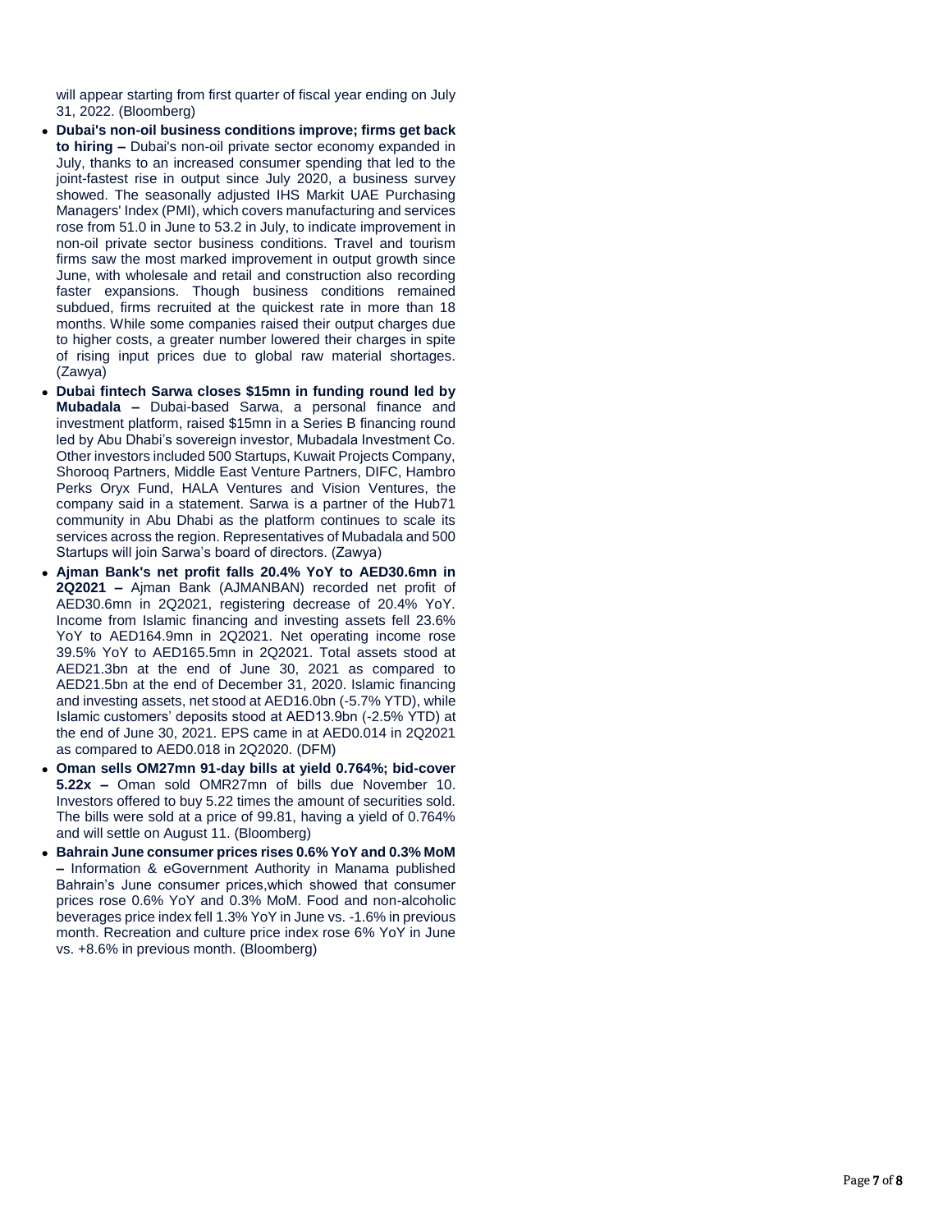will appear starting from first quarter of fiscal year ending on July 31, 2022. (Bloomberg)

- **Dubai's non-oil business conditions improve; firms get back to hiring –** Dubai's non-oil private sector economy expanded in July, thanks to an increased consumer spending that led to the joint-fastest rise in output since July 2020, a business survey showed. The seasonally adjusted IHS Markit UAE Purchasing Managers' Index (PMI), which covers manufacturing and services rose from 51.0 in June to 53.2 in July, to indicate improvement in non-oil private sector business conditions. Travel and tourism firms saw the most marked improvement in output growth since June, with wholesale and retail and construction also recording faster expansions. Though business conditions remained subdued, firms recruited at the quickest rate in more than 18 months. While some companies raised their output charges due to higher costs, a greater number lowered their charges in spite of rising input prices due to global raw material shortages. (Zawya)
- **Dubai fintech Sarwa closes $15mn in funding round led by Mubadala –** Dubai-based Sarwa, a personal finance and investment platform, raised $15mn in a Series B financing round led by Abu Dhabi's sovereign investor, Mubadala Investment Co. Other investors included 500 Startups, Kuwait Projects Company, Shorooq Partners, Middle East Venture Partners, DIFC, Hambro Perks Oryx Fund, HALA Ventures and Vision Ventures, the company said in a statement. Sarwa is a partner of the Hub71 community in Abu Dhabi as the platform continues to scale its services across the region. Representatives of Mubadala and 500 Startups will join Sarwa's board of directors. (Zawya)
- **Ajman Bank's net profit falls 20.4% YoY to AED30.6mn in 2Q2021 –** Ajman Bank (AJMANBAN) recorded net profit of AED30.6mn in 2Q2021, registering decrease of 20.4% YoY. Income from Islamic financing and investing assets fell 23.6% YoY to AED164.9mn in 2Q2021. Net operating income rose 39.5% YoY to AED165.5mn in 2Q2021. Total assets stood at AED21.3bn at the end of June 30, 2021 as compared to AED21.5bn at the end of December 31, 2020. Islamic financing and investing assets, net stood at AED16.0bn (-5.7% YTD), while Islamic customers' deposits stood at AED13.9bn (-2.5% YTD) at the end of June 30, 2021. EPS came in at AED0.014 in 2Q2021 as compared to AED0.018 in 2Q2020. (DFM)
- **Oman sells OM27mn 91-day bills at yield 0.764%; bid-cover 5.22x –** Oman sold OMR27mn of bills due November 10. Investors offered to buy 5.22 times the amount of securities sold. The bills were sold at a price of 99.81, having a yield of 0.764% and will settle on August 11. (Bloomberg)
- **Bahrain June consumer prices rises 0.6% YoY and 0.3% MoM –** Information & eGovernment Authority in Manama published Bahrain's June consumer prices,which showed that consumer prices rose 0.6% YoY and 0.3% MoM. Food and non-alcoholic beverages price index fell 1.3% YoY in June vs. -1.6% in previous month. Recreation and culture price index rose 6% YoY in June vs. +8.6% in previous month. (Bloomberg)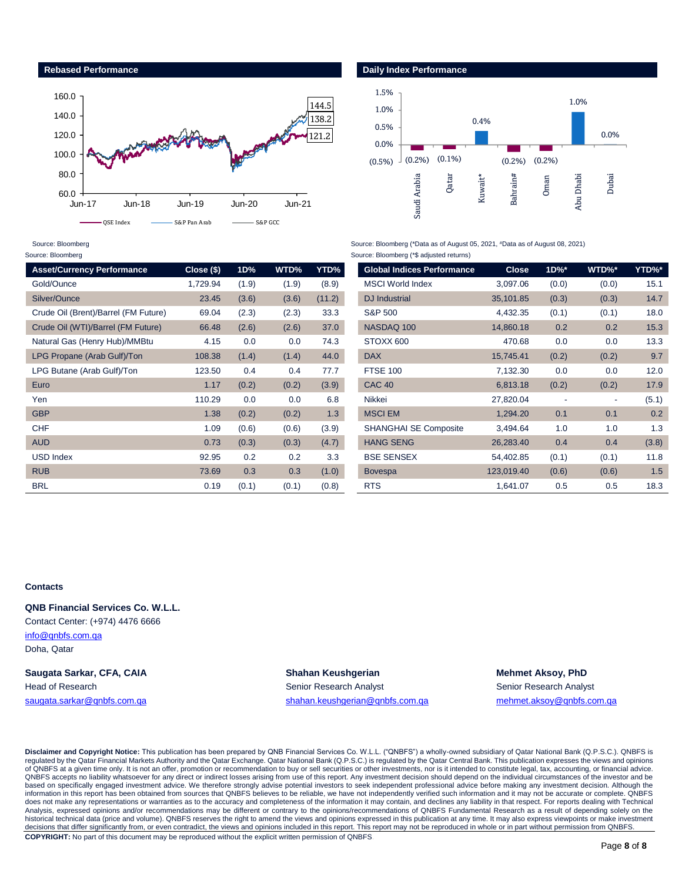**Rebased Performance**

160.0
140.0
120.0
100.0
80.0
60.0
Jun-17
Jun-18
Jun-19
Jun-20
Jun-21
144.5
138.2
121.2
QSE Index
S&P Pan Arab
S&P GCC

Source: Bloomberg

**Daily Index Performance**

1.5%
1.0%
0.5%
0.0%
(0.5%)
(0.2%)
(0.1%)
0.4%
(0.2%)
(0.2%)
1.0%
0.0%
Saudi Arabia
Qatar
Kuwait*
Bahrain#
Oman
Abu Dhabi
Dubai

Source: Bloomberg (*Data as of August 05, 2021, #Data as of August 08, 2021)

Source: Bloomberg

| Asset/Currency Performance | Close ($) | 1D% | WTD% | YTD% |
|---|---|---|---|---|
| Gold/Ounce | 1,729.94 | (1.9) | (1.9) | (8.9) |
| Silver/Ounce | 23.45 | (3.6) | (3.6) | (11.2) |
| Crude Oil (Brent)/Barrel (FM Future) | 69.04 | (2.3) | (2.3) | 33.3 |
| Crude Oil (WTI)/Barrel (FM Future) | 66.48 | (2.6) | (2.6) | 37.0 |
| Natural Gas (Henry Hub)/MMBtu | 4.15 | 0.0 | 0.0 | 74.3 |
| LPG Propane (Arab Gulf)/Ton | 108.38 | (1.4) | (1.4) | 44.0 |
| LPG Butane (Arab Gulf)/Ton | 123.50 | 0.4 | 0.4 | 77.7 |
| Euro | 1.17 | (0.2) | (0.2) | (3.9) |
| Yen | 110.29 | 0.0 | 0.0 | 6.8 |
| GBP | 1.38 | (0.2) | (0.2) | 1.3 |
| CHF | 1.09 | (0.6) | (0.6) | (3.9) |
| AUD | 0.73 | (0.3) | (0.3) | (4.7) |
| USD Index | 92.95 | 0.2 | 0.2 | 3.3 |
| RUB | 73.69 | 0.3 | 0.3 | (1.0) |
| BRL | 0.19 | (0.1) | (0.1) | (0.8) |

Source: Bloomberg (*$ adjusted returns)

| Global Indices Performance | Close | 1D%* | WTD%* | YTD%* |
|---|---|---|---|---|
| MSCI World Index | 3,097.06 | (0.0) | (0.0) | 15.1 |
| DJ Industrial | 35,101.85 | (0.3) | (0.3) | 14.7 |
| S&P 500 | 4,432.35 | (0.1) | (0.1) | 18.0 |
| NASDAQ 100 | 14,860.18 | 0.2 | 0.2 | 15.3 |
| STOXX 600 | 470.68 | 0.0 | 0.0 | 13.3 |
| DAX | 15,745.41 | (0.2) | (0.2) | 9.7 |
| FTSE 100 | 7,132.30 | 0.0 | 0.0 | 12.0 |
| CAC 40 | 6,813.18 | (0.2) | (0.2) | 17.9 |
| Nikkei | 27,820.04 | - | - | (5.1) |
| MSCI EM | 1,294.20 | 0.1 | 0.1 | 0.2 |
| SHANGHAI SE Composite | 3,494.64 | 1.0 | 1.0 | 1.3 |
| HANG SENG | 26,283.40 | 0.4 | 0.4 | (3.8) |
| BSE SENSEX | 54,402.85 | (0.1) | (0.1) | 11.8 |
| Bovespa | 123,019.40 | (0.6) | (0.6) | 1.5 |
| RTS | 1,641.07 | 0.5 | 0.5 | 18.3 |

**Contacts**

**QNB Financial Services Co. W.L.L.**
Contact Center: (+974) 4476 6666
info@qnbfs.com.qa
Doha, Qatar

**Saugata Sarkar, CFA, CAIA**
Head of Research
saugata.sarkar@qnbfs.com.qa

**Shahan Keushgerian**
Senior Research Analyst
shahan.keushgerian@qnbfs.com.qa

**Mehmet Aksoy, PhD**
Senior Research Analyst
mehmet.aksoy@qnbfs.com.qa

**Disclaimer and Copyright Notice:** This publication has been prepared by QNB Financial Services Co. W.L.L. ("QNBFS") a wholly-owned subsidiary of Qatar National Bank (Q.P.S.C.). QNBFS is regulated by the Qatar Financial Markets Authority and the Qatar Exchange. Qatar National Bank (Q.P.S.C.) is regulated by the Qatar Central Bank. This publication expresses the views and opinions of QNBFS at a given time only. It is not an offer, promotion or recommendation to buy or sell securities or other investments, nor is it intended to constitute legal, tax, accounting, or financial advice. QNBFS accepts no liability whatsoever for any direct or indirect losses arising from use of this report. Any investment decision should depend on the individual circumstances of the investor and be based on specifically engaged investment advice. We therefore strongly advise potential investors to seek independent professional advice before making any investment decision. Although the information in this report has been obtained from sources that QNBFS believes to be reliable, we have not independently verified such information and it may not be accurate or complete. QNBFS does not make any representations or warranties as to the accuracy and completeness of the information it may contain, and declines any liability in that respect. For reports dealing with Technical Analysis, expressed opinions and/or recommendations may be different or contrary to the opinions/recommendations of QNBFS Fundamental Research as a result of depending solely on the historical technical data (price and volume). QNBFS reserves the right to amend the views and opinions expressed in this publication at any time. It may also express viewpoints or make investment decisions that differ significantly from, or even contradict, the views and opinions included in this report. This report may not be reproduced in whole or in part without permission from QNBFS.

**COPYRIGHT:** No part of this document may be reproduced without the explicit written permission of QNBFS.